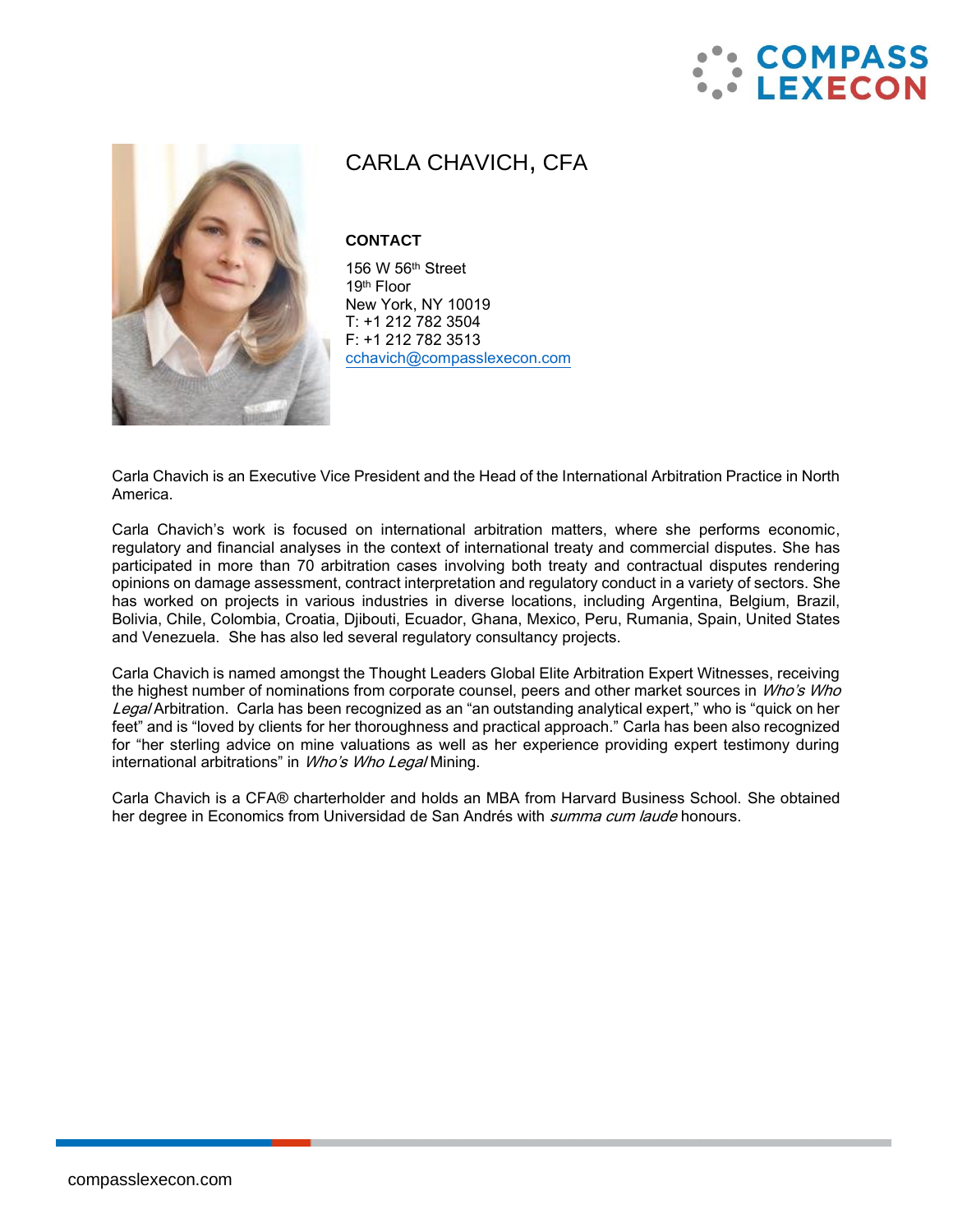# CARLA CHAVICH, CFA

**CONTACT**

156 W 56th Street
19th Floor
New York, NY 10019
T: +1 212 782 3504
F: +1 212 782 3513
cchavich@compasslexecon.com

Carla Chavich is an Executive Vice President and the Head of the International Arbitration Practice in North America.

Carla Chavich's work is focused on international arbitration matters, where she performs economic, regulatory and financial analyses in the context of international treaty and commercial disputes. She has participated in more than 70 arbitration cases involving both treaty and contractual disputes rendering opinions on damage assessment, contract interpretation and regulatory conduct in a variety of sectors. She has worked on projects in various industries in diverse locations, including Argentina, Belgium, Brazil, Bolivia, Chile, Colombia, Croatia, Djibouti, Ecuador, Ghana, Mexico, Peru, Rumania, Spain, United States and Venezuela. She has also led several regulatory consultancy projects.

Carla Chavich is named amongst the Thought Leaders Global Elite Arbitration Expert Witnesses, receiving the highest number of nominations from corporate counsel, peers and other market sources in *Who's Who Legal* Arbitration. Carla has been recognized as an "an outstanding analytical expert," who is "quick on her feet" and is "loved by clients for her thoroughness and practical approach." Carla has been also recognized for "her sterling advice on mine valuations as well as her experience providing expert testimony during international arbitrations" in *Who's Who Legal* Mining.

Carla Chavich is a CFA® charterholder and holds an MBA from Harvard Business School. She obtained her degree in Economics from Universidad de San Andrés with *summa cum laude* honours.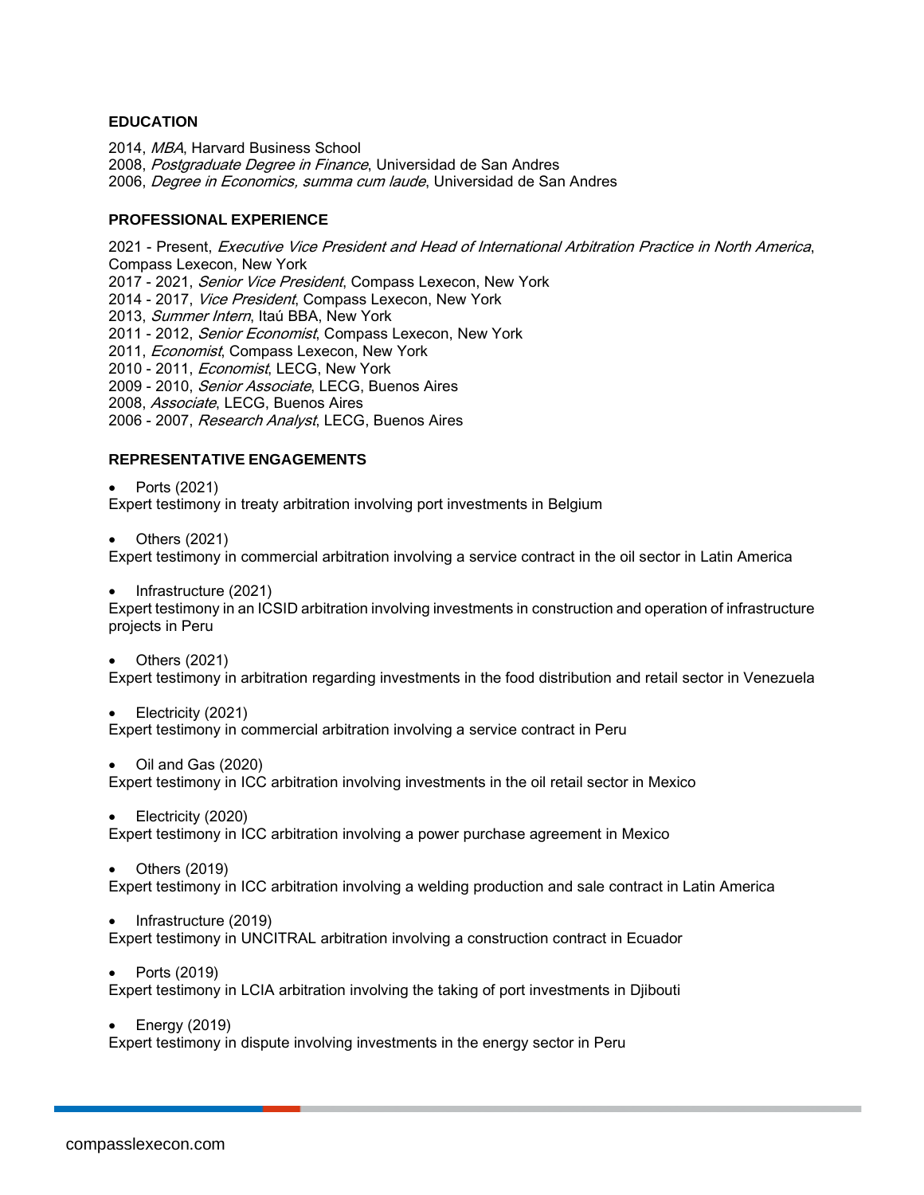## EDUCATION

2014, *MBA*, Harvard Business School
2008, *Postgraduate Degree in Finance*, Universidad de San Andres
2006, *Degree in Economics, summa cum laude*, Universidad de San Andres

## PROFESSIONAL EXPERIENCE

2021 - Present, *Executive Vice President and Head of International Arbitration Practice in North America*, Compass Lexecon, New York
2017 - 2021, *Senior Vice President*, Compass Lexecon, New York
2014 - 2017, *Vice President*, Compass Lexecon, New York
2013, *Summer Intern*, Itaú BBA, New York
2011 - 2012, *Senior Economist*, Compass Lexecon, New York
2011, *Economist*, Compass Lexecon, New York
2010 - 2011, *Economist*, LECG, New York
2009 - 2010, *Senior Associate*, LECG, Buenos Aires
2008, *Associate*, LECG, Buenos Aires
2006 - 2007, *Research Analyst*, LECG, Buenos Aires

## REPRESENTATIVE ENGAGEMENTS

- Ports (2021)

Expert testimony in treaty arbitration involving port investments in Belgium

- Others (2021)

Expert testimony in commercial arbitration involving a service contract in the oil sector in Latin America

- Infrastructure (2021)

Expert testimony in an ICSID arbitration involving investments in construction and operation of infrastructure projects in Peru

- Others (2021)

Expert testimony in arbitration regarding investments in the food distribution and retail sector in Venezuela

- Electricity (2021)

Expert testimony in commercial arbitration involving a service contract in Peru

- Oil and Gas (2020)

Expert testimony in ICC arbitration involving investments in the oil retail sector in Mexico

- Electricity (2020)

Expert testimony in ICC arbitration involving a power purchase agreement in Mexico

- Others (2019)

Expert testimony in ICC arbitration involving a welding production and sale contract in Latin America

- Infrastructure (2019)

Expert testimony in UNCITRAL arbitration involving a construction contract in Ecuador

- Ports (2019)

Expert testimony in LCIA arbitration involving the taking of port investments in Djibouti

- Energy (2019)

Expert testimony in dispute involving investments in the energy sector in Peru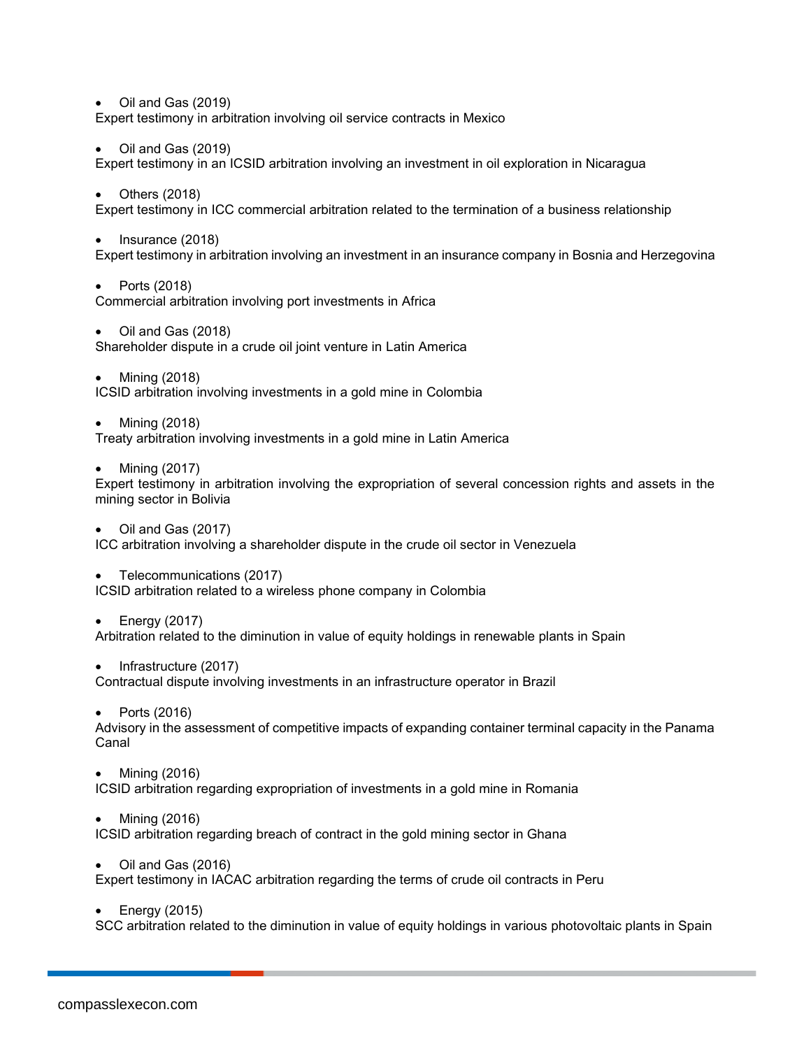- Oil and Gas (2019)

Expert testimony in arbitration involving oil service contracts in Mexico

- Oil and Gas (2019)

Expert testimony in an ICSID arbitration involving an investment in oil exploration in Nicaragua

- Others (2018)

Expert testimony in ICC commercial arbitration related to the termination of a business relationship

- Insurance (2018)

Expert testimony in arbitration involving an investment in an insurance company in Bosnia and Herzegovina

- Ports (2018)

Commercial arbitration involving port investments in Africa

- Oil and Gas (2018)

Shareholder dispute in a crude oil joint venture in Latin America

- Mining (2018)

ICSID arbitration involving investments in a gold mine in Colombia

- Mining (2018)

Treaty arbitration involving investments in a gold mine in Latin America

- Mining (2017)

Expert testimony in arbitration involving the expropriation of several concession rights and assets in the mining sector in Bolivia

- Oil and Gas (2017)

ICC arbitration involving a shareholder dispute in the crude oil sector in Venezuela

- Telecommunications (2017)

ICSID arbitration related to a wireless phone company in Colombia

- Energy (2017)

Arbitration related to the diminution in value of equity holdings in renewable plants in Spain

- Infrastructure (2017)

Contractual dispute involving investments in an infrastructure operator in Brazil

- Ports (2016)

Advisory in the assessment of competitive impacts of expanding container terminal capacity in the Panama Canal

- Mining (2016)

ICSID arbitration regarding expropriation of investments in a gold mine in Romania

- Mining (2016)

ICSID arbitration regarding breach of contract in the gold mining sector in Ghana

- Oil and Gas (2016)

Expert testimony in IACAC arbitration regarding the terms of crude oil contracts in Peru

- Energy (2015)

SCC arbitration related to the diminution in value of equity holdings in various photovoltaic plants in Spain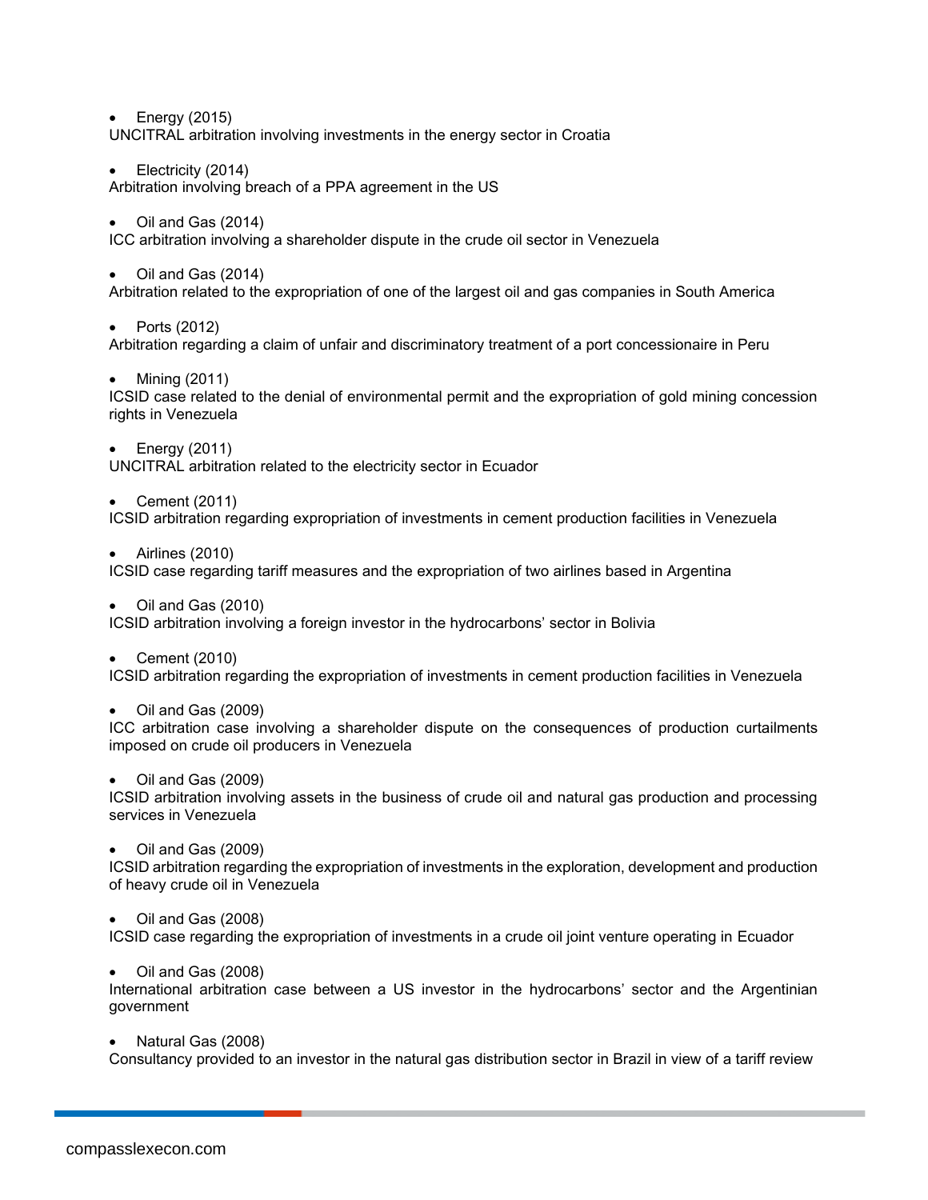- Energy (2015)

UNCITRAL arbitration involving investments in the energy sector in Croatia

- Electricity (2014)

Arbitration involving breach of a PPA agreement in the US

- Oil and Gas (2014)

ICC arbitration involving a shareholder dispute in the crude oil sector in Venezuela

- Oil and Gas (2014)

Arbitration related to the expropriation of one of the largest oil and gas companies in South America

- Ports (2012)

Arbitration regarding a claim of unfair and discriminatory treatment of a port concessionaire in Peru

- Mining (2011)

ICSID case related to the denial of environmental permit and the expropriation of gold mining concession rights in Venezuela

- Energy (2011)

UNCITRAL arbitration related to the electricity sector in Ecuador

- Cement (2011)

ICSID arbitration regarding expropriation of investments in cement production facilities in Venezuela

- Airlines (2010)

ICSID case regarding tariff measures and the expropriation of two airlines based in Argentina

- Oil and Gas (2010)

ICSID arbitration involving a foreign investor in the hydrocarbons' sector in Bolivia

- Cement (2010)

ICSID arbitration regarding the expropriation of investments in cement production facilities in Venezuela

- Oil and Gas (2009)

ICC arbitration case involving a shareholder dispute on the consequences of production curtailments imposed on crude oil producers in Venezuela

- Oil and Gas (2009)

ICSID arbitration involving assets in the business of crude oil and natural gas production and processing services in Venezuela

- Oil and Gas (2009)

ICSID arbitration regarding the expropriation of investments in the exploration, development and production of heavy crude oil in Venezuela

- Oil and Gas (2008)

ICSID case regarding the expropriation of investments in a crude oil joint venture operating in Ecuador

- Oil and Gas (2008)

International arbitration case between a US investor in the hydrocarbons' sector and the Argentinian government

- Natural Gas (2008)

Consultancy provided to an investor in the natural gas distribution sector in Brazil in view of a tariff review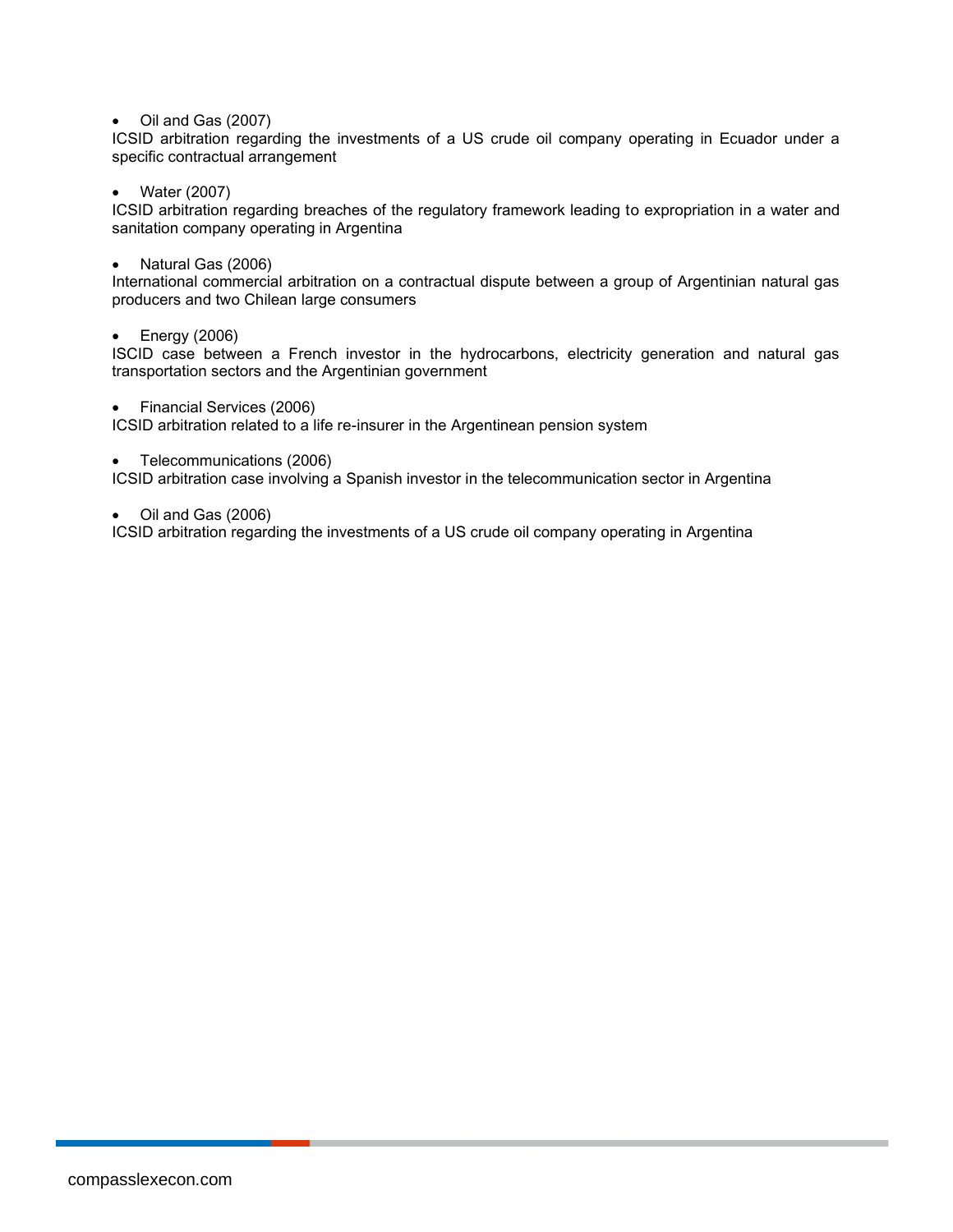- Oil and Gas (2007)

ICSID arbitration regarding the investments of a US crude oil company operating in Ecuador under a specific contractual arrangement

- Water (2007)

ICSID arbitration regarding breaches of the regulatory framework leading to expropriation in a water and sanitation company operating in Argentina

- Natural Gas (2006)

International commercial arbitration on a contractual dispute between a group of Argentinian natural gas producers and two Chilean large consumers

- Energy (2006)

ISCID case between a French investor in the hydrocarbons, electricity generation and natural gas transportation sectors and the Argentinian government

- Financial Services (2006)

ICSID arbitration related to a life re-insurer in the Argentinean pension system

- Telecommunications (2006)

ICSID arbitration case involving a Spanish investor in the telecommunication sector in Argentina

- Oil and Gas (2006)

ICSID arbitration regarding the investments of a US crude oil company operating in Argentina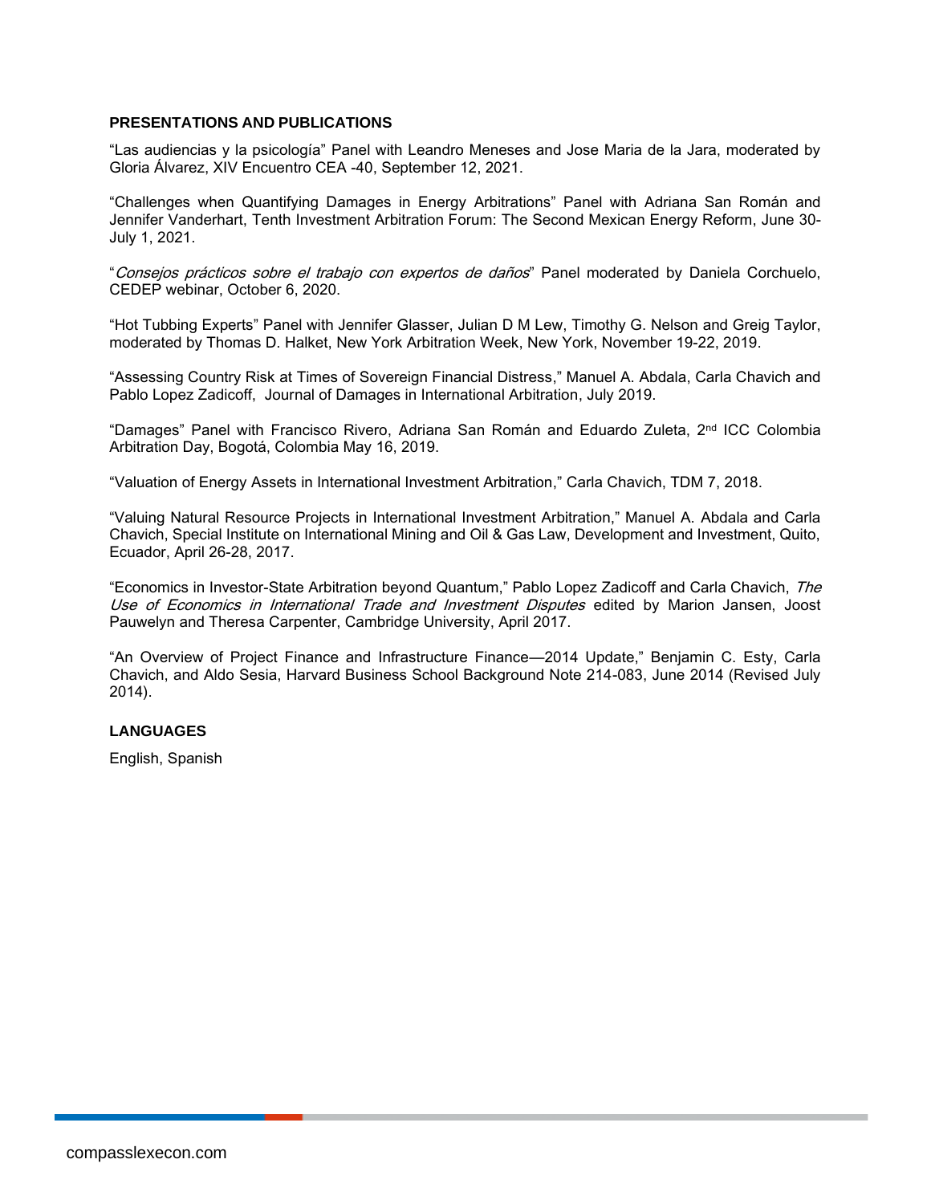## PRESENTATIONS AND PUBLICATIONS

"Las audiencias y la psicología" Panel with Leandro Meneses and Jose Maria de la Jara, moderated by Gloria Álvarez, XIV Encuentro CEA -40, September 12, 2021.

"Challenges when Quantifying Damages in Energy Arbitrations" Panel with Adriana San Román and Jennifer Vanderhart, Tenth Investment Arbitration Forum: The Second Mexican Energy Reform, June 30-July 1, 2021.

"*Consejos prácticos sobre el trabajo con expertos de daños*" Panel moderated by Daniela Corchuelo, CEDEP webinar, October 6, 2020.

"Hot Tubbing Experts" Panel with Jennifer Glasser, Julian D M Lew, Timothy G. Nelson and Greig Taylor, moderated by Thomas D. Halket, New York Arbitration Week, New York, November 19-22, 2019.

"Assessing Country Risk at Times of Sovereign Financial Distress," Manuel A. Abdala, Carla Chavich and Pablo Lopez Zadicoff, Journal of Damages in International Arbitration, July 2019.

"Damages" Panel with Francisco Rivero, Adriana San Román and Eduardo Zuleta, 2nd ICC Colombia Arbitration Day, Bogotá, Colombia May 16, 2019.

"Valuation of Energy Assets in International Investment Arbitration," Carla Chavich, TDM 7, 2018.

"Valuing Natural Resource Projects in International Investment Arbitration," Manuel A. Abdala and Carla Chavich, Special Institute on International Mining and Oil & Gas Law, Development and Investment, Quito, Ecuador, April 26-28, 2017.

"Economics in Investor-State Arbitration beyond Quantum," Pablo Lopez Zadicoff and Carla Chavich, *The Use of Economics in International Trade and Investment Disputes* edited by Marion Jansen, Joost Pauwelyn and Theresa Carpenter, Cambridge University, April 2017.

"An Overview of Project Finance and Infrastructure Finance—2014 Update," Benjamin C. Esty, Carla Chavich, and Aldo Sesia, Harvard Business School Background Note 214-083, June 2014 (Revised July 2014).

## LANGUAGES

English, Spanish